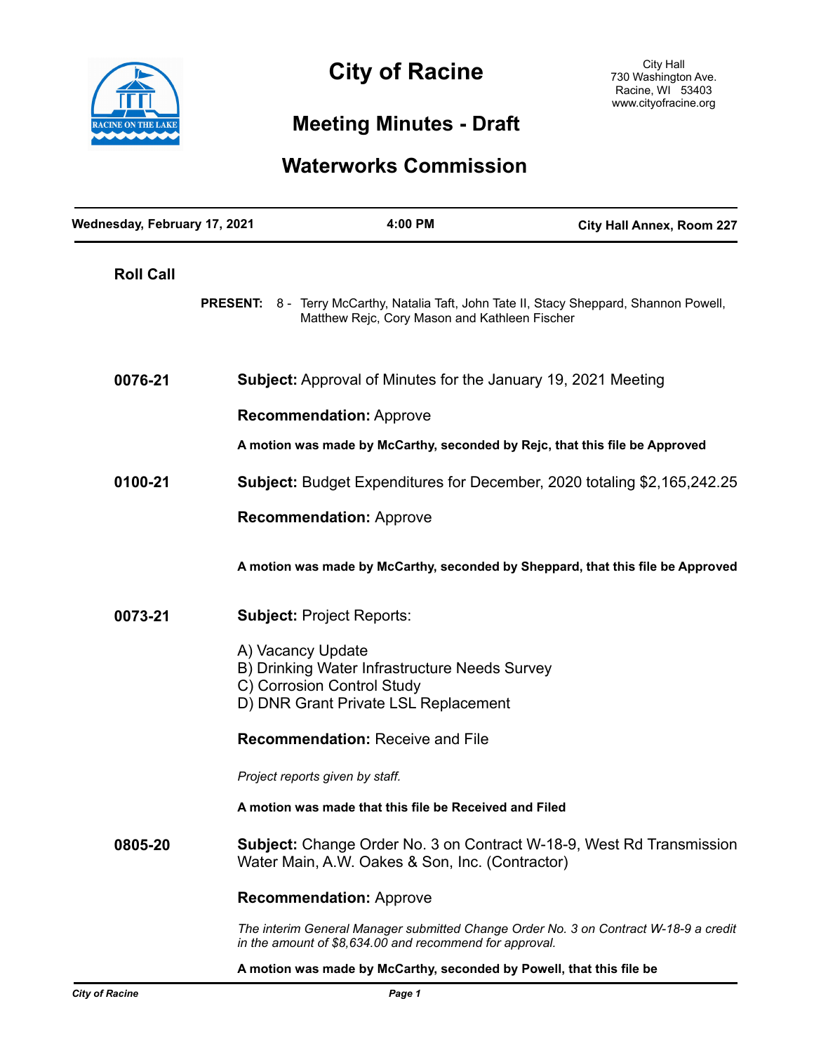# City of Racine

City Hall
730 Washington Ave.
Racine, WI 53403
www.cityofracine.org

## Meeting Minutes - Draft

## Waterworks Commission

**Wednesday, February 17, 2021** | **4:00 PM** | **City Hall Annex, Room 227**

### Roll Call

**PRESENT:** 8 - Terry McCarthy, Natalia Taft, John Tate II, Stacy Sheppard, Shannon Powell, Matthew Rejc, Cory Mason and Kathleen Fischer

**0076-21** **Subject:** Approval of Minutes for the January 19, 2021 Meeting

**Recommendation:** Approve

**A motion was made by McCarthy, seconded by Rejc, that this file be Approved**

**0100-21** **Subject:** Budget Expenditures for December, 2020 totaling $2,165,242.25

**Recommendation:** Approve

**A motion was made by McCarthy, seconded by Sheppard, that this file be Approved**

**0073-21** **Subject:** Project Reports:

A) Vacancy Update
B) Drinking Water Infrastructure Needs Survey
C) Corrosion Control Study
D) DNR Grant Private LSL Replacement

**Recommendation:** Receive and File

*Project reports given by staff.*

**A motion was made that this file be Received and Filed**

**0805-20** **Subject:** Change Order No. 3 on Contract W-18-9, West Rd Transmission Water Main, A.W. Oakes & Son, Inc. (Contractor)

**Recommendation:** Approve

*The interim General Manager submitted Change Order No. 3 on Contract W-18-9 a credit in the amount of $8,634.00 and recommend for approval.*

**A motion was made by McCarthy, seconded by Powell, that this file be**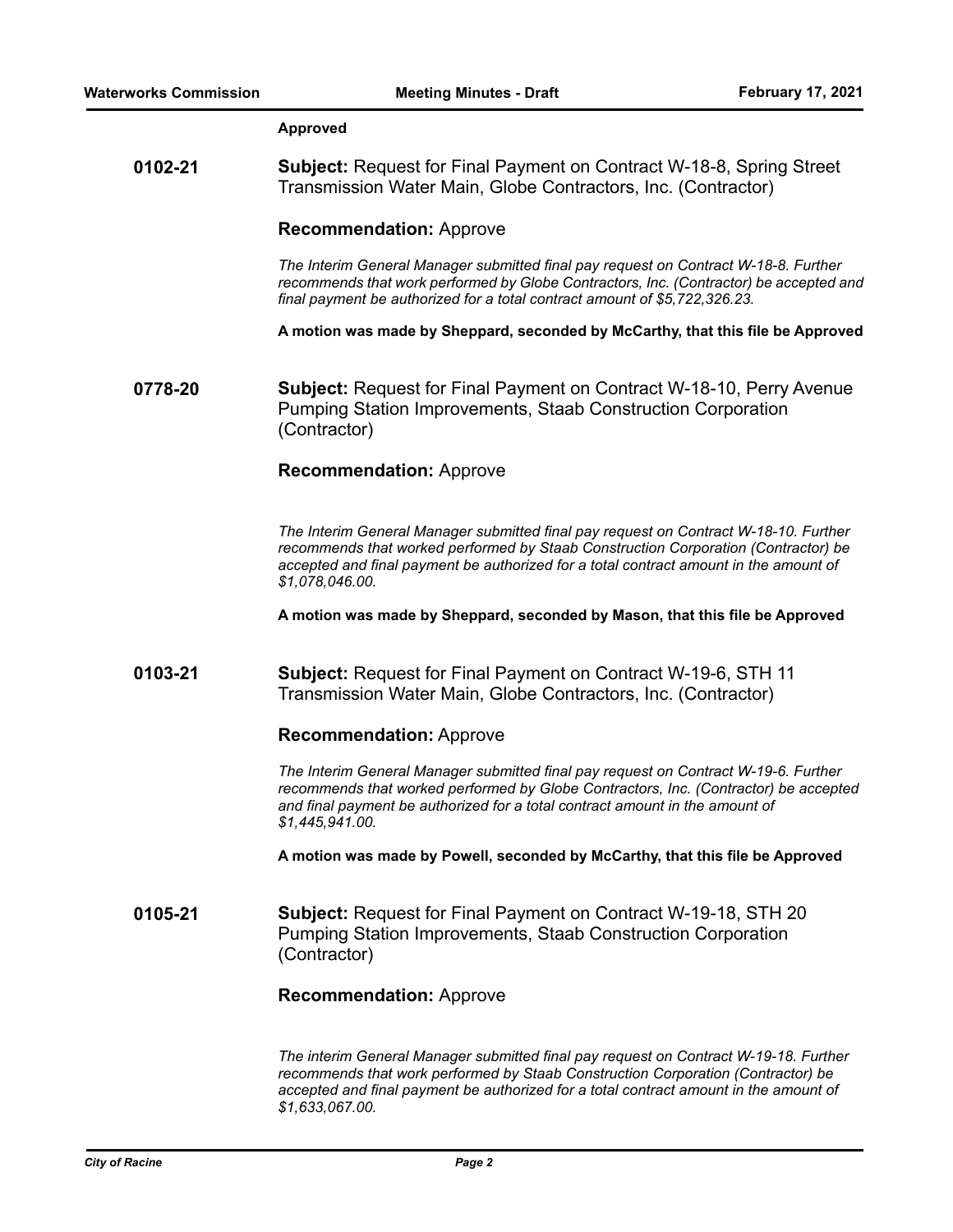**Approved**

**0102-21** **Subject:** Request for Final Payment on Contract W-18-8, Spring Street Transmission Water Main, Globe Contractors, Inc. (Contractor)

**Recommendation:** Approve

*The Interim General Manager submitted final pay request on Contract W-18-8. Further recommends that work performed by Globe Contractors, Inc. (Contractor) be accepted and final payment be authorized for a total contract amount of $5,722,326.23.*

**A motion was made by Sheppard, seconded by McCarthy, that this file be Approved**

**0778-20** **Subject:** Request for Final Payment on Contract W-18-10, Perry Avenue Pumping Station Improvements, Staab Construction Corporation (Contractor)

**Recommendation:** Approve

*The Interim General Manager submitted final pay request on Contract W-18-10. Further recommends that worked performed by Staab Construction Corporation (Contractor) be accepted and final payment be authorized for a total contract amount in the amount of $1,078,046.00.*

**A motion was made by Sheppard, seconded by Mason, that this file be Approved**

**0103-21** **Subject:** Request for Final Payment on Contract W-19-6, STH 11 Transmission Water Main, Globe Contractors, Inc. (Contractor)

**Recommendation:** Approve

*The Interim General Manager submitted final pay request on Contract W-19-6. Further recommends that worked performed by Globe Contractors, Inc. (Contractor) be accepted and final payment be authorized for a total contract amount in the amount of $1,445,941.00.*

**A motion was made by Powell, seconded by McCarthy, that this file be Approved**

**0105-21** **Subject:** Request for Final Payment on Contract W-19-18, STH 20 Pumping Station Improvements, Staab Construction Corporation (Contractor)

**Recommendation:** Approve

*The interim General Manager submitted final pay request on Contract W-19-18. Further recommends that work performed by Staab Construction Corporation (Contractor) be accepted and final payment be authorized for a total contract amount in the amount of $1,633,067.00.*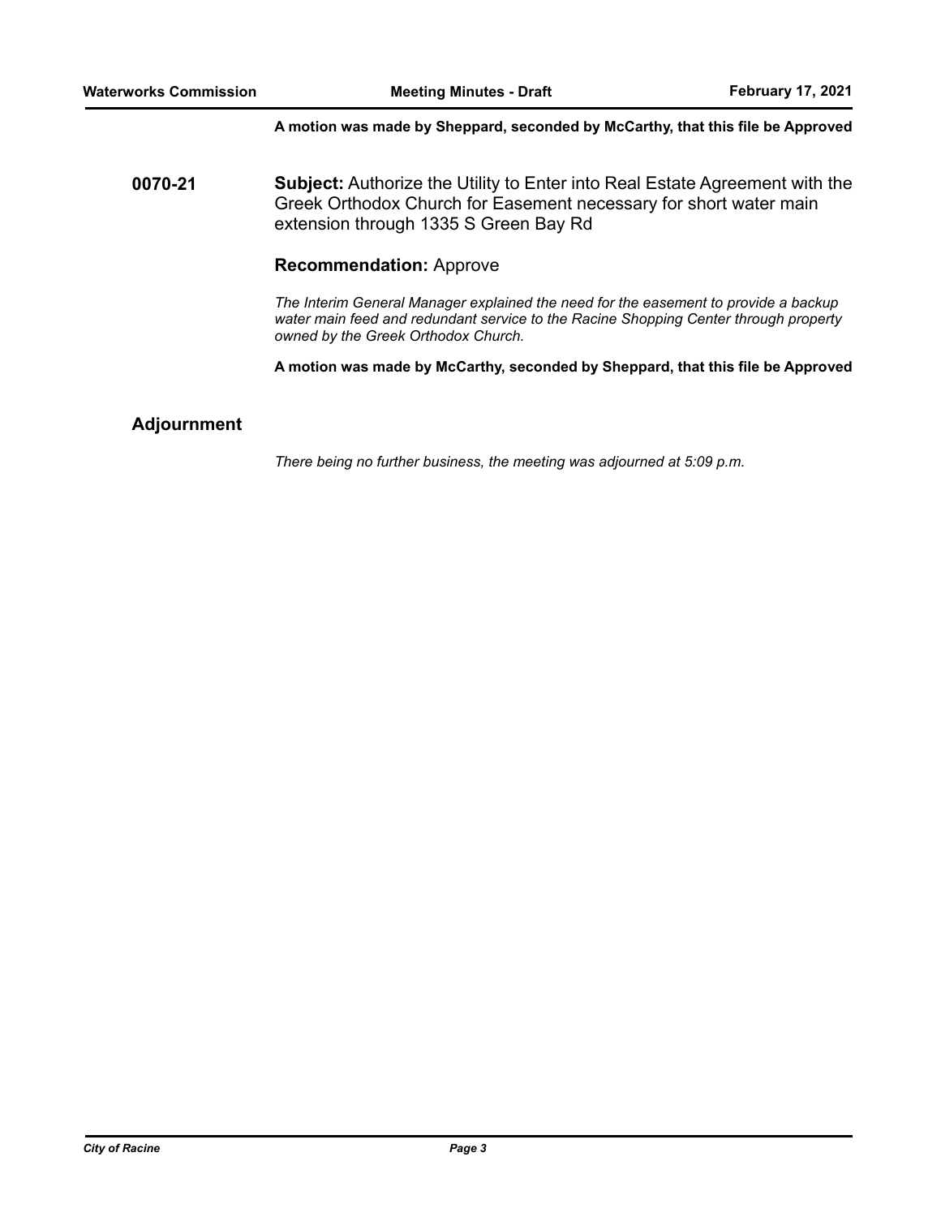**A motion was made by Sheppard, seconded by McCarthy, that this file be Approved**

**0070-21**

**Subject:** Authorize the Utility to Enter into Real Estate Agreement with the Greek Orthodox Church for Easement necessary for short water main extension through 1335 S Green Bay Rd

**Recommendation:** Approve

*The Interim General Manager explained the need for the easement to provide a backup water main feed and redundant service to the Racine Shopping Center through property owned by the Greek Orthodox Church.*

**A motion was made by McCarthy, seconded by Sheppard, that this file be Approved**

## Adjournment

*There being no further business, the meeting was adjourned at 5:09 p.m.*